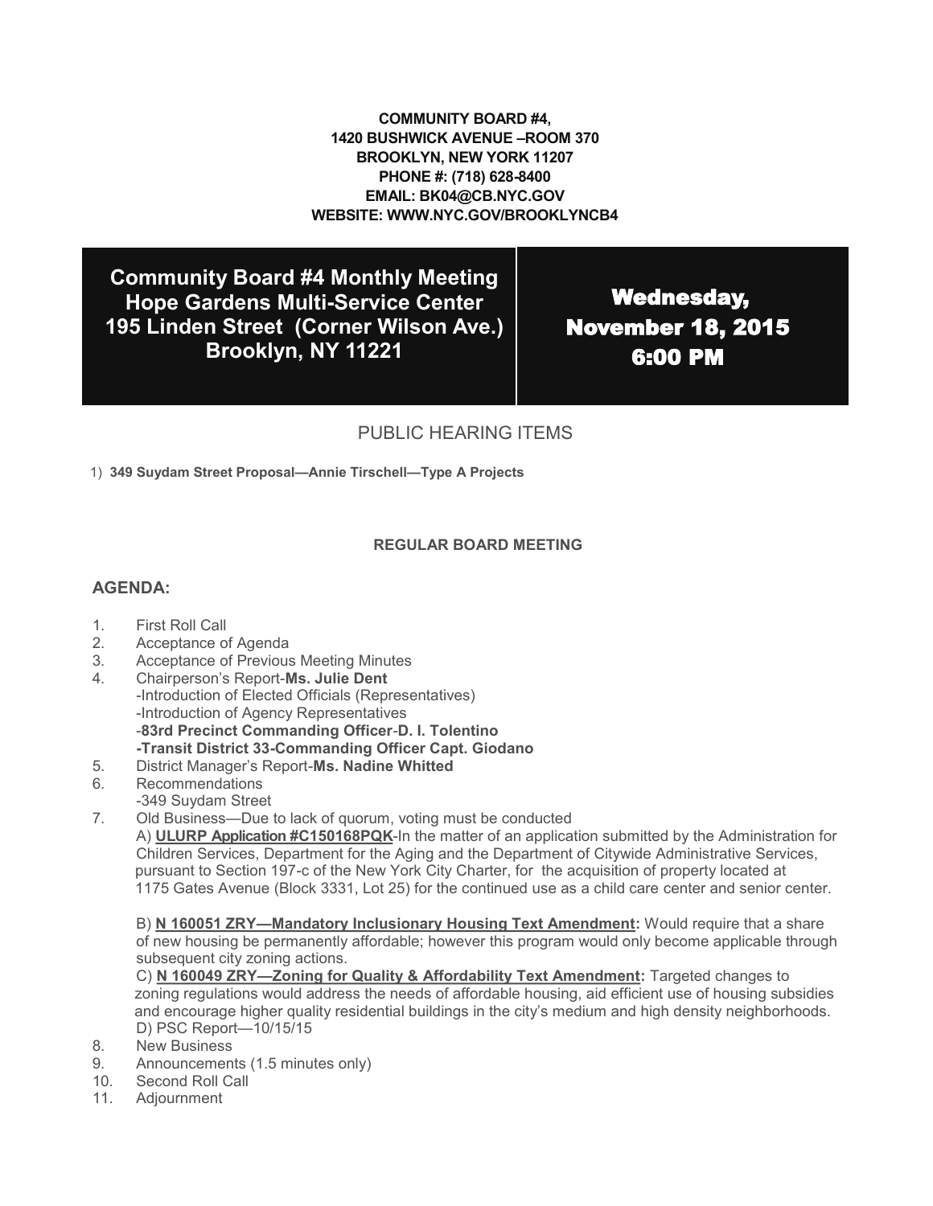**COMMUNITY BOARD #4,**
**1420 BUSHWICK AVENUE –ROOM 370**
**BROOKLYN, NEW YORK 11207**
**PHONE #: (718) 628-8400**
**EMAIL: BK04@CB.NYC.GOV**
**WEBSITE: WWW.NYC.GOV/BROOKLYNCB4**

| **Community Board #4 Monthly Meeting**<br>**Hope Gardens Multi-Service Center**<br>**195 Linden Street (Corner Wilson Ave.)**<br>**Brooklyn, NY 11221** | **Wednesday,**<br>**November 18, 2015**<br>**6:00 PM** |
|---|---|

## PUBLIC HEARING ITEMS

1) **349 Suydam Street Proposal—Annie Tirschell—Type A Projects**

### REGULAR BOARD MEETING

### AGENDA:

1. First Roll Call
2. Acceptance of Agenda
3. Acceptance of Previous Meeting Minutes
4. Chairperson's Report-**Ms. Julie Dent**
   -Introduction of Elected Officials (Representatives)
   -Introduction of Agency Representatives
   -**83rd Precinct Commanding Officer**-**D. I. Tolentino**
   **-Transit District 33-Commanding Officer Capt. Giodano**
5. District Manager's Report-**Ms. Nadine Whitted**
6. Recommendations
   -349 Suydam Street
7. Old Business—Due to lack of quorum, voting must be conducted
   A) **ULURP Application #C150168PQK**-In the matter of an application submitted by the Administration for Children Services, Department for the Aging and the Department of Citywide Administrative Services, pursuant to Section 197-c of the New York City Charter, for the acquisition of property located at 1175 Gates Avenue (Block 3331, Lot 25) for the continued use as a child care center and senior center.

   B) **N 160051 ZRY—Mandatory Inclusionary Housing Text Amendment:** Would require that a share of new housing be permanently affordable; however this program would only become applicable through subsequent city zoning actions.
   C) **N 160049 ZRY—Zoning for Quality & Affordability Text Amendment:** Targeted changes to zoning regulations would address the needs of affordable housing, aid efficient use of housing subsidies and encourage higher quality residential buildings in the city's medium and high density neighborhoods.
   D) PSC Report—10/15/15
8. New Business
9. Announcements (1.5 minutes only)
10. Second Roll Call
11. Adjournment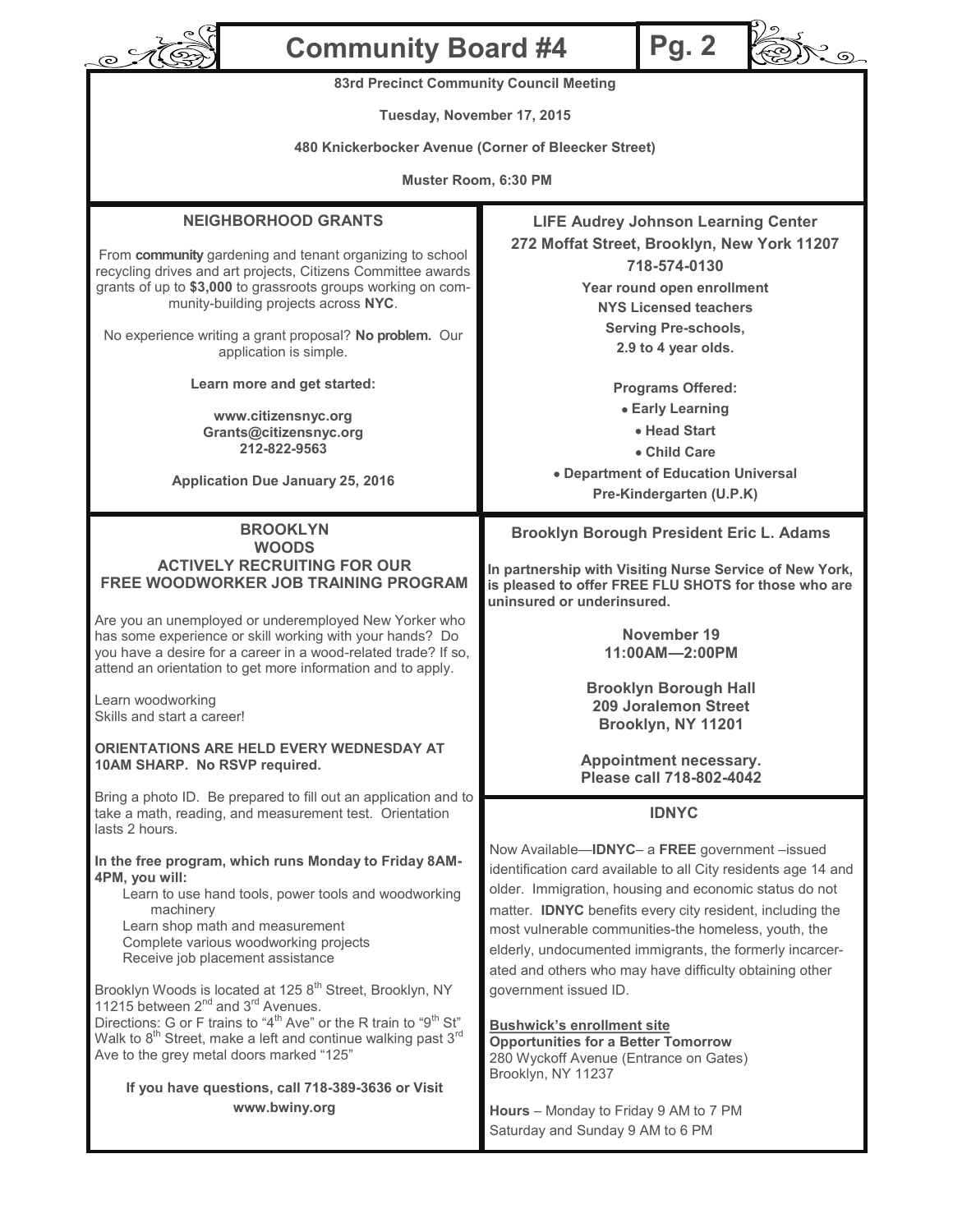## 83rd Precinct Community Council Meeting

**Tuesday, November 17, 2015**

**480 Knickerbocker Avenue (Corner of Bleecker Street)**

**Muster Room, 6:30 PM**

### NEIGHBORHOOD GRANTS

From **community** gardening and tenant organizing to school recycling drives and art projects, Citizens Committee awards grants of up to **$3,000** to grassroots groups working on community-building projects across **NYC**.

No experience writing a grant proposal? **No problem.** Our application is simple.

**Learn more and get started:**

**www.citizensnyc.org**
**Grants@citizensnyc.org**
**212-822-9563**

**Application Due January 25, 2016**

### LIFE Audrey Johnson Learning Center

**272 Moffat Street, Brooklyn, New York 11207**

**718-574-0130**

**Year round open enrollment**
**NYS Licensed teachers**
**Serving Pre-schools,**
**2.9 to 4 year olds.**

**Programs Offered:**

- **Early Learning**
- **Head Start**
- **Child Care**
- **Department of Education Universal Pre-Kindergarten (U.P.K)**

### BROOKLYN WOODS ACTIVELY RECRUITING FOR OUR FREE WOODWORKER JOB TRAINING PROGRAM

Are you an unemployed or underemployed New Yorker who has some experience or skill working with your hands? Do you have a desire for a career in a wood-related trade? If so, attend an orientation to get more information and to apply.

Learn woodworking
Skills and start a career!

**ORIENTATIONS ARE HELD EVERY WEDNESDAY AT 10AM SHARP. No RSVP required.**

Bring a photo ID. Be prepared to fill out an application and to take a math, reading, and measurement test. Orientation lasts 2 hours.

**In the free program, which runs Monday to Friday 8AM-4PM, you will:**

- Learn to use hand tools, power tools and woodworking machinery
- Learn shop math and measurement
- Complete various woodworking projects
- Receive job placement assistance

Brooklyn Woods is located at 125 8th Street, Brooklyn, NY 11215 between 2nd and 3rd Avenues.
Directions: G or F trains to "4th Ave" or the R train to "9th St" Walk to 8th Street, make a left and continue walking past 3rd Ave to the grey metal doors marked "125"

**If you have questions, call 718-389-3636 or Visit www.bwiny.org**

### Brooklyn Borough President Eric L. Adams

**In partnership with Visiting Nurse Service of New York, is pleased to offer FREE FLU SHOTS for those who are uninsured or underinsured.**

**November 19**
**11:00AM—2:00PM**

**Brooklyn Borough Hall**
**209 Joralemon Street**
**Brooklyn, NY 11201**

**Appointment necessary.**
**Please call 718-802-4042**

### IDNYC

Now Available—**IDNYC**– a **FREE** government –issued identification card available to all City residents age 14 and older. Immigration, housing and economic status do not matter. **IDNYC** benefits every city resident, including the most vulnerable communities-the homeless, youth, the elderly, undocumented immigrants, the formerly incarcerated and others who may have difficulty obtaining other government issued ID.

**Bushwick's enrollment site**
**Opportunities for a Better Tomorrow**
280 Wyckoff Avenue (Entrance on Gates)
Brooklyn, NY 11237

**Hours** – Monday to Friday 9 AM to 7 PM
Saturday and Sunday 9 AM to 6 PM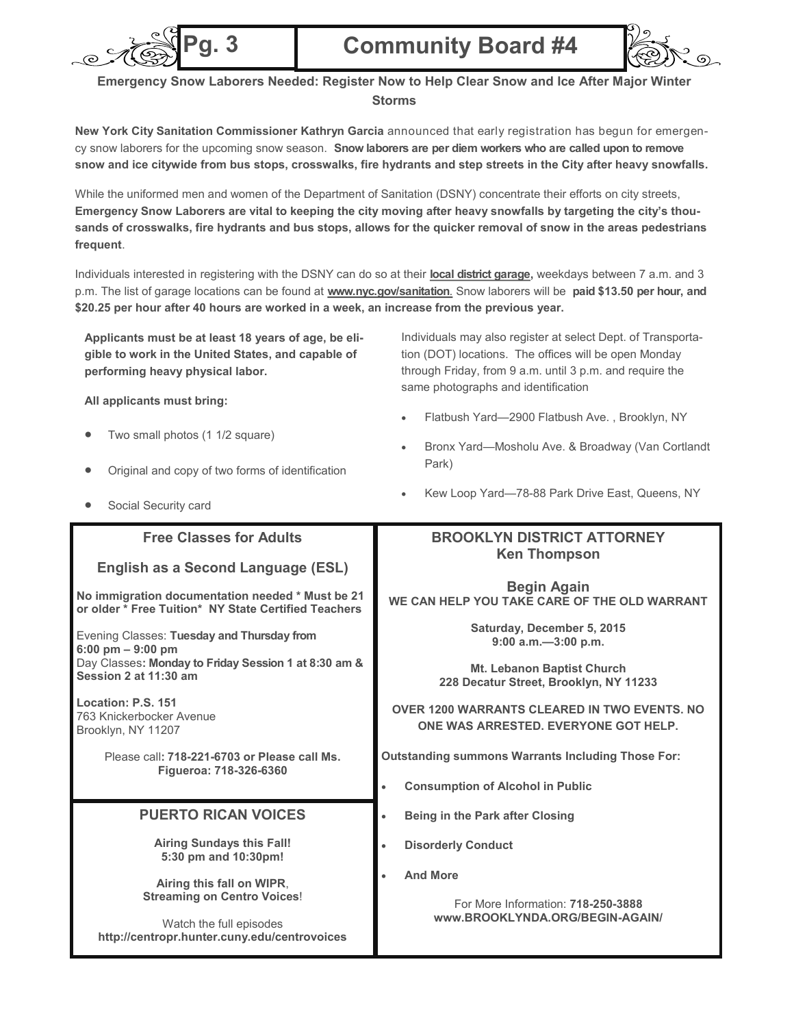# Community Board #4

## Emergency Snow Laborers Needed: Register Now to Help Clear Snow and Ice After Major Winter Storms

**New York City Sanitation Commissioner Kathryn Garcia** announced that early registration has begun for emergency snow laborers for the upcoming snow season. **Snow laborers are per diem workers who are called upon to remove snow and ice citywide from bus stops, crosswalks, fire hydrants and step streets in the City after heavy snowfalls.**

While the uniformed men and women of the Department of Sanitation (DSNY) concentrate their efforts on city streets, **Emergency Snow Laborers are vital to keeping the city moving after heavy snowfalls by targeting the city's thousands of crosswalks, fire hydrants and bus stops, allows for the quicker removal of snow in the areas pedestrians frequent**.

Individuals interested in registering with the DSNY can do so at their **local district garage,** weekdays between 7 a.m. and 3 p.m. The list of garage locations can be found at **www.nyc.gov/sanitation**. Snow laborers will be **paid $13.50 per hour, and $20.25 per hour after 40 hours are worked in a week, an increase from the previous year.**

**Applicants must be at least 18 years of age, be eligible to work in the United States, and capable of performing heavy physical labor.**

**All applicants must bring:**

- Two small photos (1 1/2 square)
- Original and copy of two forms of identification
- Social Security card

Individuals may also register at select Dept. of Transportation (DOT) locations. The offices will be open Monday through Friday, from 9 a.m. until 3 p.m. and require the same photographs and identification

- Flatbush Yard—2900 Flatbush Ave. , Brooklyn, NY
- Bronx Yard—Mosholu Ave. & Broadway (Van Cortlandt Park)
- Kew Loop Yard—78-88 Park Drive East, Queens, NY

---

### Free Classes for Adults

### English as a Second Language (ESL)

**No immigration documentation needed * Must be 21 or older * Free Tuition* NY State Certified Teachers**

Evening Classes: **Tuesday and Thursday from 6:00 pm – 9:00 pm**
Day Classes**: Monday to Friday Session 1 at 8:30 am & Session 2 at 11:30 am**

**Location: P.S. 151**
763 Knickerbocker Avenue
Brooklyn, NY 11207

Please call**: 718-221-6703 or Please call Ms. Figueroa: 718-326-6360**

---

### PUERTO RICAN VOICES

**Airing Sundays this Fall!**
**5:30 pm and 10:30pm!**

**Airing this fall on WIPR**,
**Streaming on Centro Voices**!

Watch the full episodes
**http://centropr.hunter.cuny.edu/centrovoices**

---

### BROOKLYN DISTRICT ATTORNEY
### Ken Thompson

**Begin Again**
**WE CAN HELP YOU TAKE CARE OF THE OLD WARRANT**

**Saturday, December 5, 2015**
**9:00 a.m.—3:00 p.m.**

**Mt. Lebanon Baptist Church**
**228 Decatur Street, Brooklyn, NY 11233**

**OVER 1200 WARRANTS CLEARED IN TWO EVENTS. NO ONE WAS ARRESTED. EVERYONE GOT HELP.**

**Outstanding summons Warrants Including Those For:**

- **Consumption of Alcohol in Public**
- **Being in the Park after Closing**
- **Disorderly Conduct**
- **And More**

For More Information: **718-250-3888**
**www.BROOKLYNDA.ORG/BEGIN-AGAIN/**